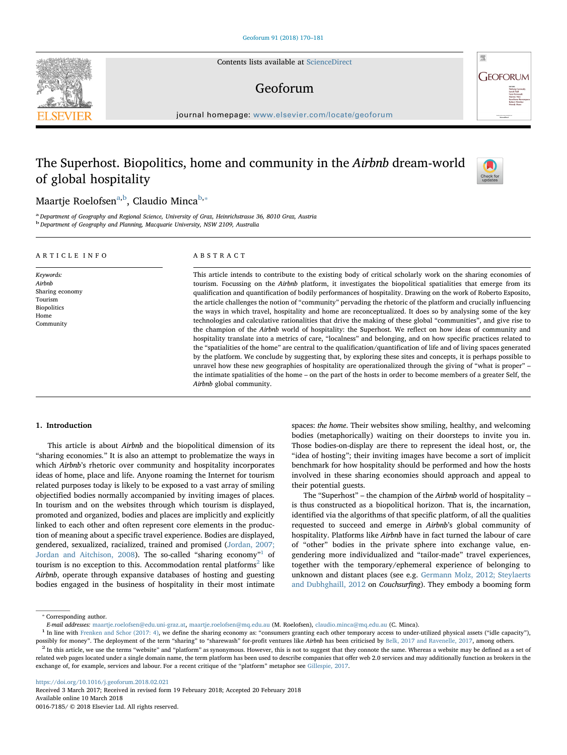# The Superhost. Biopolitics, home and community in the *Airbnb* dream-world of global hospitality

Maartje Roelofsen[a,b], Claudio Minca[b,*]

[a] Department of Geography and Regional Science, University of Graz, Heinrichstrasse 36, 8010 Graz, Austria
[b] Department of Geography and Planning, Macquarie University, NSW 2109, Australia

## ARTICLE INFO

*Keywords:*
*Airbnb*
Sharing economy
Tourism
Biopolitics
Home
Community

## ABSTRACT

This article intends to contribute to the existing body of critical scholarly work on the sharing economies of tourism. Focussing on the *Airbnb* platform, it investigates the biopolitical spatialities that emerge from its qualification and quantification of bodily performances of hospitality. Drawing on the work of Roberto Esposito, the article challenges the notion of "community" pervading the rhetoric of the platform and crucially influencing the ways in which travel, hospitality and home are reconceptualized. It does so by analysing some of the key technologies and calculative rationalities that drive the making of these global "communities", and give rise to the champion of the *Airbnb* world of hospitality: the Superhost. We reflect on how ideas of community and hospitality translate into a metrics of care, "localness" and belonging, and on how specific practices related to the "spatialities of the home" are central to the qualification/quantification of life and of living spaces generated by the platform. We conclude by suggesting that, by exploring these sites and concepts, it is perhaps possible to unravel how these new geographies of hospitality are operationalized through the giving of "what is proper" – the intimate spatialities of the home – on the part of the hosts in order to become members of a greater Self, the *Airbnb* global community.

## 1. Introduction

This article is about *Airbnb* and the biopolitical dimension of its "sharing economies." It is also an attempt to problematize the ways in which *Airbnb*'s rhetoric over community and hospitality incorporates ideas of home, place and life. Anyone roaming the Internet for tourism related purposes today is likely to be exposed to a vast array of smiling objectified bodies normally accompanied by inviting images of places. In tourism and on the websites through which tourism is displayed, promoted and organized, bodies and places are implicitly and explicitly linked to each other and often represent core elements in the production of meaning about a specific travel experience. Bodies are displayed, gendered, sexualized, racialized, trained and promised (Jordan, 2007; Jordan and Aitchison, 2008). The so-called "sharing economy"[1] of tourism is no exception to this. Accommodation rental platforms[2] like *Airbnb*, operate through expansive databases of hosting and guesting bodies engaged in the business of hospitality in their most intimate spaces: *the home*. Their websites show smiling, healthy, and welcoming bodies (metaphorically) waiting on their doorsteps to invite you in. Those bodies-on-display are there to represent the ideal host, or, the "idea of hosting"; their inviting images have become a sort of implicit benchmark for how hospitality should be performed and how the hosts involved in these sharing economies should approach and appeal to their potential guests.

The "Superhost" – the champion of the *Airbnb* world of hospitality – is thus constructed as a biopolitical horizon. That is, the incarnation, identified via the algorithms of that specific platform, of all the qualities requested to succeed and emerge in *Airbnb*'s global community of hospitality. Platforms like *Airbnb* have in fact turned the labour of care of "other" bodies in the private sphere into exchange value, engendering more individualized and "tailor-made" travel experiences, together with the temporary/ephemeral experience of belonging to unknown and distant places (see e.g. Germann Molz, 2012; Steylaerts and Dubhghaill, 2012 on *Couchsurfing*). They embody a booming form

---

* Corresponding author.
*E-mail addresses:* maartje.roelofsen@edu.uni-graz.at, maartje.roelofsen@mq.edu.au (M. Roelofsen), claudio.minca@mq.edu.au (C. Minca).

[1] In line with Frenken and Schor (2017: 4), we define the sharing economy as: "consumers granting each other temporary access to under-utilized physical assets ("idle capacity"), possibly for money". The deployment of the term "sharing" to "sharewash" for-profit ventures like *Airbnb* has been criticised by Belk, 2017 and Ravenelle, 2017, among others.

[2] In this article, we use the terms "website" and "platform" as synonymous. However, this is not to suggest that they connote the same. Whereas a website may be defined as a set of related web pages located under a single domain name, the term platform has been used to describe companies that offer web 2.0 services and may additionally function as brokers in the exchange of, for example, services and labour. For a recent critique of the "platform" metaphor see Gillespie, 2017.

https://doi.org/10.1016/j.geoforum.2018.02.021
Received 3 March 2017; Received in revised form 19 February 2018; Accepted 20 February 2018
Available online 10 March 2018
0016-7185/ © 2018 Elsevier Ltd. All rights reserved.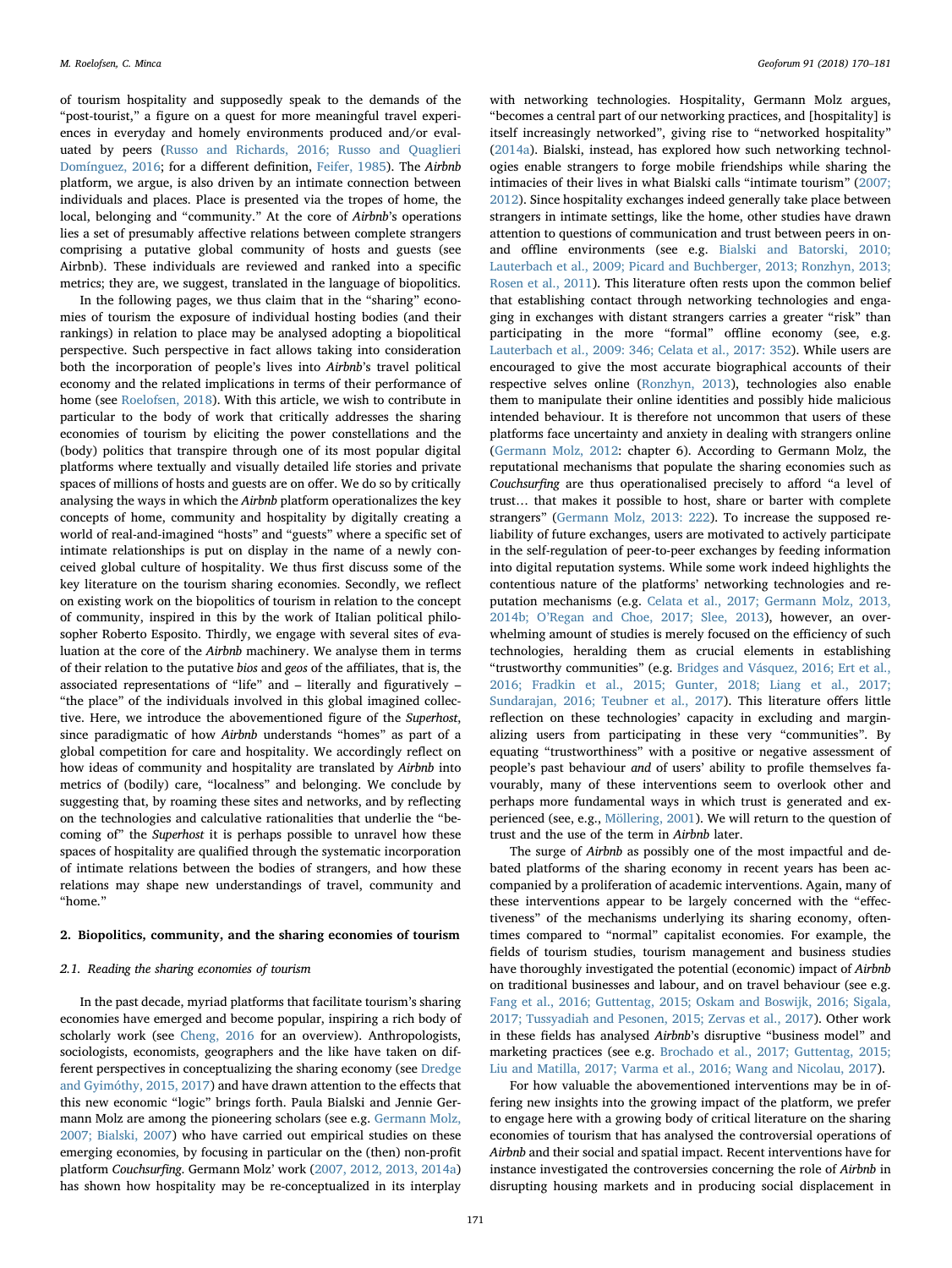of tourism hospitality and supposedly speak to the demands of the "post-tourist," a figure on a quest for more meaningful travel experiences in everyday and homely environments produced and/or evaluated by peers (Russo and Richards, 2016; Russo and Quaglieri Domínguez, 2016; for a different definition, Feifer, 1985). The *Airbnb* platform, we argue, is also driven by an intimate connection between individuals and places. Place is presented via the tropes of home, the local, belonging and "community." At the core of *Airbnb*'s operations lies a set of presumably affective relations between complete strangers comprising a putative global community of hosts and guests (see Airbnb). These individuals are reviewed and ranked into a specific metrics; they are, we suggest, translated in the language of biopolitics.

In the following pages, we thus claim that in the "sharing" economies of tourism the exposure of individual hosting bodies (and their rankings) in relation to place may be analysed adopting a biopolitical perspective. Such perspective in fact allows taking into consideration both the incorporation of people's lives into *Airbnb*'s travel political economy and the related implications in terms of their performance of home (see Roelofsen, 2018). With this article, we wish to contribute in particular to the body of work that critically addresses the sharing economies of tourism by eliciting the power constellations and the (body) politics that transpire through one of its most popular digital platforms where textually and visually detailed life stories and private spaces of millions of hosts and guests are on offer. We do so by critically analysing the ways in which the *Airbnb* platform operationalizes the key concepts of home, community and hospitality by digitally creating a world of real-and-imagined "hosts" and "guests" where a specific set of intimate relationships is put on display in the name of a newly conceived global culture of hospitality. We thus first discuss some of the key literature on the tourism sharing economies. Secondly, we reflect on existing work on the biopolitics of tourism in relation to the concept of community, inspired in this by the work of Italian political philosopher Roberto Esposito. Thirdly, we engage with several sites of evaluation at the core of the *Airbnb* machinery. We analyse them in terms of their relation to the putative *bios* and *geos* of the affiliates, that is, the associated representations of "life" and – literally and figuratively – "the place" of the individuals involved in this global imagined collective. Here, we introduce the abovementioned figure of the *Superhost*, since paradigmatic of how *Airbnb* understands "homes" as part of a global competition for care and hospitality. We accordingly reflect on how ideas of community and hospitality are translated by *Airbnb* into metrics of (bodily) care, "localness" and belonging. We conclude by suggesting that, by roaming these sites and networks, and by reflecting on the technologies and calculative rationalities that underlie the "becoming of" the *Superhost* it is perhaps possible to unravel how these spaces of hospitality are qualified through the systematic incorporation of intimate relations between the bodies of strangers, and how these relations may shape new understandings of travel, community and "home."

## 2. Biopolitics, community, and the sharing economies of tourism

### 2.1. Reading the sharing economies of tourism

In the past decade, myriad platforms that facilitate tourism's sharing economies have emerged and become popular, inspiring a rich body of scholarly work (see Cheng, 2016 for an overview). Anthropologists, sociologists, economists, geographers and the like have taken on different perspectives in conceptualizing the sharing economy (see Dredge and Gyimóthy, 2015, 2017) and have drawn attention to the effects that this new economic "logic" brings forth. Paula Bialski and Jennie Germann Molz are among the pioneering scholars (see e.g. Germann Molz, 2007; Bialski, 2007) who have carried out empirical studies on these emerging economies, by focusing in particular on the (then) non-profit platform *Couchsurfing*. Germann Molz' work (2007, 2012, 2013, 2014a) has shown how hospitality may be re-conceptualized in its interplay with networking technologies. Hospitality, Germann Molz argues, "becomes a central part of our networking practices, and [hospitality] is itself increasingly networked", giving rise to "networked hospitality" (2014a). Bialski, instead, has explored how such networking technologies enable strangers to forge mobile friendships while sharing the intimacies of their lives in what Bialski calls "intimate tourism" (2007; 2012). Since hospitality exchanges indeed generally take place between strangers in intimate settings, like the home, other studies have drawn attention to questions of communication and trust between peers in on- and offline environments (see e.g. Bialski and Batorski, 2010; Lauterbach et al., 2009; Picard and Buchberger, 2013; Ronzhyn, 2013; Rosen et al., 2011). This literature often rests upon the common belief that establishing contact through networking technologies and engaging in exchanges with distant strangers carries a greater "risk" than participating in the more "formal" offline economy (see, e.g. Lauterbach et al., 2009: 346; Celata et al., 2017: 352). While users are encouraged to give the most accurate biographical accounts of their respective selves online (Ronzhyn, 2013), technologies also enable them to manipulate their online identities and possibly hide malicious intended behaviour. It is therefore not uncommon that users of these platforms face uncertainty and anxiety in dealing with strangers online (Germann Molz, 2012: chapter 6). According to Germann Molz, the reputational mechanisms that populate the sharing economies such as *Couchsurfing* are thus operationalised precisely to afford "a level of trust… that makes it possible to host, share or barter with complete strangers" (Germann Molz, 2013: 222). To increase the supposed reliability of future exchanges, users are motivated to actively participate in the self-regulation of peer-to-peer exchanges by feeding information into digital reputation systems. While some work indeed highlights the contentious nature of the platforms' networking technologies and reputation mechanisms (e.g. Celata et al., 2017; Germann Molz, 2013, 2014b; O'Regan and Choe, 2017; Slee, 2013), however, an overwhelming amount of studies is merely focused on the efficiency of such technologies, heralding them as crucial elements in establishing "trustworthy communities" (e.g. Bridges and Vásquez, 2016; Ert et al., 2016; Fradkin et al., 2015; Gunter, 2018; Liang et al., 2017; Sundarajan, 2016; Teubner et al., 2017). This literature offers little reflection on these technologies' capacity in excluding and marginalizing users from participating in these very "communities". By equating "trustworthiness" with a positive or negative assessment of people's past behaviour *and* of users' ability to profile themselves favourably, many of these interventions seem to overlook other and perhaps more fundamental ways in which trust is generated and experienced (see, e.g., Möllering, 2001). We will return to the question of trust and the use of the term in *Airbnb* later.

The surge of *Airbnb* as possibly one of the most impactful and debated platforms of the sharing economy in recent years has been accompanied by a proliferation of academic interventions. Again, many of these interventions appear to be largely concerned with the "effectiveness" of the mechanisms underlying its sharing economy, oftentimes compared to "normal" capitalist economies. For example, the fields of tourism studies, tourism management and business studies have thoroughly investigated the potential (economic) impact of *Airbnb* on traditional businesses and labour, and on travel behaviour (see e.g. Fang et al., 2016; Guttentag, 2015; Oskam and Boswijk, 2016; Sigala, 2017; Tussyadiah and Pesonen, 2015; Zervas et al., 2017). Other work in these fields has analysed *Airbnb*'s disruptive "business model" and marketing practices (see e.g. Brochado et al., 2017; Guttentag, 2015; Liu and Matilla, 2017; Varma et al., 2016; Wang and Nicolau, 2017).

For how valuable the abovementioned interventions may be in offering new insights into the growing impact of the platform, we prefer to engage here with a growing body of critical literature on the sharing economies of tourism that has analysed the controversial operations of *Airbnb* and their social and spatial impact. Recent interventions have for instance investigated the controversies concerning the role of *Airbnb* in disrupting housing markets and in producing social displacement in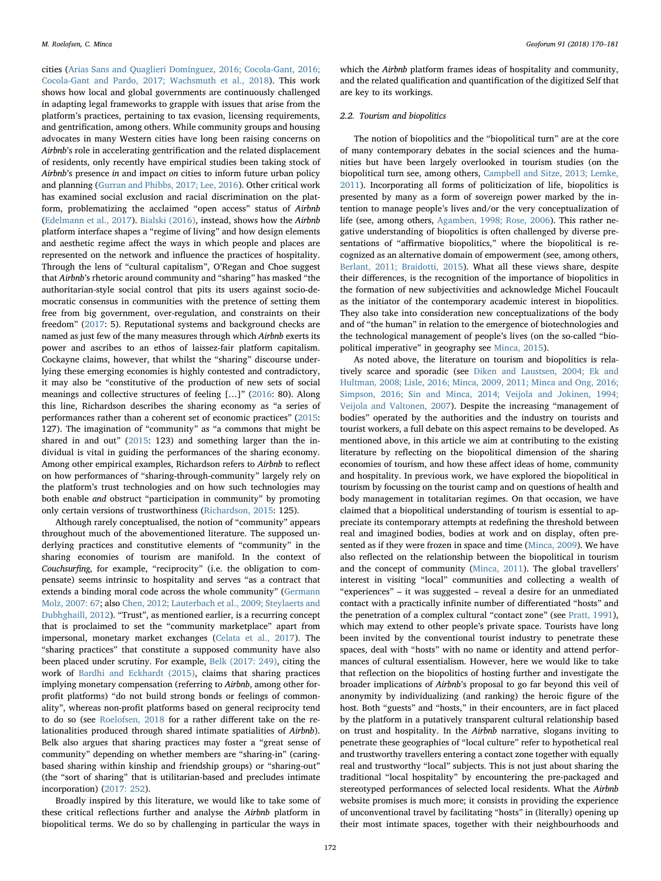cities (Arias Sans and Quaglieri Domínguez, 2016; Cocola-Gant, 2016; Cocola-Gant and Pardo, 2017; Wachsmuth et al., 2018). This work shows how local and global governments are continuously challenged in adapting legal frameworks to grapple with issues that arise from the platform's practices, pertaining to tax evasion, licensing requirements, and gentrification, among others. While community groups and housing advocates in many Western cities have long been raising concerns on *Airbnb*'s role in accelerating gentrification and the related displacement of residents, only recently have empirical studies been taking stock of *Airbnb*'s presence *in* and impact *on* cities to inform future urban policy and planning (Gurran and Phibbs, 2017; Lee, 2016). Other critical work has examined social exclusion and racial discrimination on the platform, problematizing the acclaimed "open access" status of *Airbnb* (Edelmann et al., 2017). Bialski (2016), instead, shows how the *Airbnb* platform interface shapes a "regime of living" and how design elements and aesthetic regime affect the ways in which people and places are represented on the network and influence the practices of hospitality. Through the lens of "cultural capitalism," O'Regan and Choe suggest that *Airbnb*'s rhetoric around community and "sharing" has masked "the authoritarian-style social control that pits its users against socio-democratic consensus in communities with the pretence of setting them free from big government, over-regulation, and constraints on their freedom" (2017: 5). Reputational systems and background checks are named as just few of the many measures through which *Airbnb* exerts its power and ascribes to an ethos of laissez-fair platform capitalism. Cockayne claims, however, that whilst the "sharing" discourse underlying these emerging economies is highly contested and contradictory, it may also be "constitutive of the production of new sets of social meanings and collective structures of feeling […]" (2016: 80). Along this line, Richardson describes the sharing economy as "a series of performances rather than a coherent set of economic practices" (2015: 127). The imagination of "community" as "a commons that might be shared in and out" (2015: 123) and something larger than the individual is vital in guiding the performances of the sharing economy. Among other empirical examples, Richardson refers to *Airbnb* to reflect on how performances of "sharing-through-community" largely rely on the platform's trust technologies and on how such technologies may both enable *and* obstruct "participation in community" by promoting only certain versions of trustworthiness (Richardson, 2015: 125).

Although rarely conceptualised, the notion of "community" appears throughout much of the abovementioned literature. The supposed underlying practices and constitutive elements of "community" in the sharing economies of tourism are manifold. In the context of *Couchsurfing*, for example, "reciprocity" (i.e. the obligation to compensate) seems intrinsic to hospitality and serves "as a contract that extends a binding moral code across the whole community" (Germann Molz, 2007: 67; also Chen, 2012; Lauterbach et al., 2009; Steylaerts and Dubhghaill, 2012). "Trust", as mentioned earlier, is a recurring concept that is proclaimed to set the "community marketplace" apart from impersonal, monetary market exchanges (Celata et al., 2017). The "sharing practices" that constitute a supposed community have also been placed under scrutiny. For example, Belk (2017: 249), citing the work of Bardhi and Eckhardt (2015), claims that sharing practices implying monetary compensation (referring to *Airbnb*, among other for-profit platforms) "do not build strong bonds or feelings of commonality", whereas non-profit platforms based on general reciprocity tend to do so (see Roelofsen, 2018 for a rather different take on the relationalities produced through shared intimate spatialities of *Airbnb*). Belk also argues that sharing practices may foster a "great sense of community" depending on whether members are "sharing-in" (caring-based sharing within kinship and friendship groups) or "sharing-out" (the "sort of sharing" that is utilitarian-based and precludes intimate incorporation) (2017: 252).

Broadly inspired by this literature, we would like to take some of these critical reflections further and analyse the *Airbnb* platform in biopolitical terms. We do so by challenging in particular the ways in which the *Airbnb* platform frames ideas of hospitality and community, and the related qualification and quantification of the digitized Self that are key to its workings.

### 2.2. Tourism and biopolitics

The notion of biopolitics and the "biopolitical turn" are at the core of many contemporary debates in the social sciences and the humanities but have been largely overlooked in tourism studies (on the biopolitical turn see, among others, Campbell and Sitze, 2013; Lemke, 2011). Incorporating all forms of politicization of life, biopolitics is presented by many as a form of sovereign power marked by the intention to manage people's lives and/or the very conceptualization of life (see, among others, Agamben, 1998; Rose, 2006). This rather negative understanding of biopolitics is often challenged by diverse presentations of "affirmative biopolitics," where the biopolitical is recognized as an alternative domain of empowerment (see, among others, Berlant, 2011; Braidotti, 2015). What all these views share, despite their differences, is the recognition of the importance of biopolitics in the formation of new subjectivities and acknowledge Michel Foucault as the initiator of the contemporary academic interest in biopolitics. They also take into consideration new conceptualizations of the body and of "the human" in relation to the emergence of biotechnologies and the technological management of people's lives (on the so-called "biopolitical imperative" in geography see Minca, 2015).

As noted above, the literature on tourism and biopolitics is relatively scarce and sporadic (see Diken and Laustsen, 2004; Ek and Hultman, 2008; Lisle, 2016; Minca, 2009, 2011; Minca and Ong, 2016; Simpson, 2016; Sin and Minca, 2014; Veijola and Jokinen, 1994; Veijola and Valtonen, 2007). Despite the increasing "management of bodies" operated by the authorities and the industry on tourists and tourist workers, a full debate on this aspect remains to be developed. As mentioned above, in this article we aim at contributing to the existing literature by reflecting on the biopolitical dimension of the sharing economies of tourism, and how these affect ideas of home, community and hospitality. In previous work, we have explored the biopolitical in tourism by focussing on the tourist camp and on questions of health and body management in totalitarian regimes. On that occasion, we have claimed that a biopolitical understanding of tourism is essential to appreciate its contemporary attempts at redefining the threshold between real and imagined bodies, bodies at work and on display, often presented as if they were frozen in space and time (Minca, 2009). We have also reflected on the relationship between the biopolitical in tourism and the concept of community (Minca, 2011). The global travellers' interest in visiting "local" communities and collecting a wealth of "experiences" – it was suggested – reveal a desire for an unmediated contact with a practically infinite number of differentiated "hosts" and the penetration of a complex cultural "contact zone" (see Pratt, 1991), which may extend to other people's private space. Tourists have long been invited by the conventional tourist industry to penetrate these spaces, deal with "hosts" with no name or identity and attend performances of cultural essentialism. However, here we would like to take that reflection on the biopolitics of hosting further and investigate the broader implications of *Airbnb*'s proposal to go far beyond this veil of anonymity by individualizing (and ranking) the heroic figure of the host. Both "guests" and "hosts," in their encounters, are in fact placed by the platform in a putatively transparent cultural relationship based on trust and hospitality. In the *Airbnb* narrative, slogans inviting to penetrate these geographies of "local culture" refer to hypothetical real and trustworthy travellers entering a contact zone together with equally real and trustworthy "local" subjects. This is not just about sharing the traditional "local hospitality" by encountering the pre-packaged and stereotyped performances of selected local residents. What the *Airbnb* website promises is much more; it consists in providing the experience of unconventional travel by facilitating "hosts" in (literally) opening up their most intimate spaces, together with their neighbourhoods and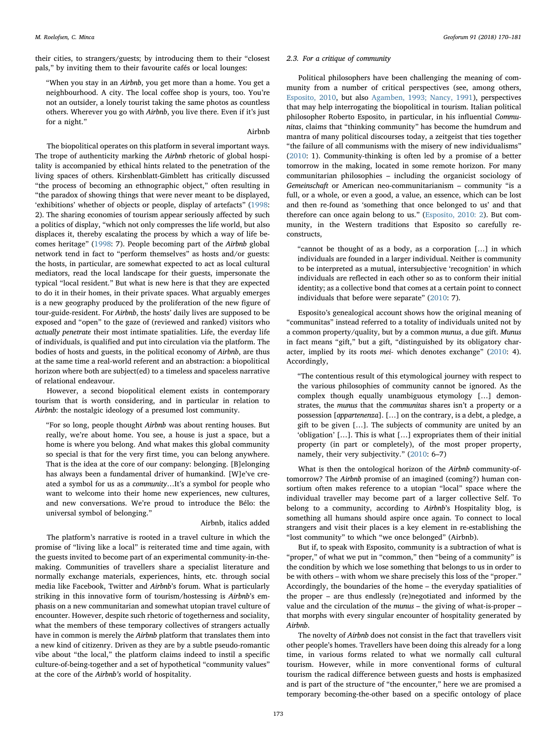their cities, to strangers/guests; by introducing them to their "closest pals," by inviting them to their favourite cafés or local lounges:

> "When you stay in an *Airbnb*, you get more than a home. You get a neighbourhood. A city. The local coffee shop is yours, too. You're not an outsider, a lonely tourist taking the same photos as countless others. Wherever you go with *Airbnb*, you live there. Even if it's just for a night."
>
> Airbnb

The biopolitical operates on this platform in several important ways. The trope of authenticity marking the *Airbnb* rhetoric of global hospitality is accompanied by ethical hints related to the penetration of the living spaces of others. Kirshenblatt-Gimblett has critically discussed "the process of becoming an ethnographic object," often resulting in "the paradox of showing things that were never meant to be displayed, 'exhibitions' whether of objects or people, display of artefacts" (1998: 2). The sharing economies of tourism appear seriously affected by such a politics of display, "which not only compresses the life world, but also displaces it, thereby escalating the process by which a way of life becomes heritage" (1998: 7). People becoming part of the *Airbnb* global network tend in fact to "perform themselves" as hosts and/or guests: the hosts, in particular, are somewhat expected to act as local cultural mediators, read the local landscape for their guests, impersonate the typical "local resident." But what is new here is that they are expected to do it in their homes, in their private spaces. What arguably emerges is a new geography produced by the proliferation of the new figure of tour-guide-resident. For *Airbnb*, the hosts' daily lives are supposed to be exposed and "open" to the gaze of (reviewed and ranked) visitors who *actually penetrate* their most intimate spatialities. Life, the everday life of individuals, is qualified and put into circulation via the platform. The bodies of hosts and guests, in the political economy of *Airbnb*, are thus at the same time a real-world referent and an abstraction: a biopolitical horizon where both are subject(ed) to a timeless and spaceless narrative of relational endeavour.

However, a second biopolitical element exists in contemporary tourism that is worth considering, and in particular in relation to *Airbnb*: the nostalgic ideology of a presumed lost community.

> "For so long, people thought *Airbnb* was about renting houses. But really, we're about home. You see, a house is just a space, but a home is where you belong. And what makes this global community so special is that for the very first time, you can belong anywhere. That is the idea at the core of our company: belonging. [B]elonging has always been a fundamental driver of humankind. [W]e've created a symbol for us as a *community*…It's a symbol for people who want to welcome into their home new experiences, new cultures, and new conversations. We're proud to introduce the Bélo: the universal symbol of belonging."
>
> Airbnb, italics added

The platform's narrative is rooted in a travel culture in which the promise of "living like a local" is reiterated time and time again, with the guests invited to become part of an experimental community-in-the-making. Communities of travellers share a specialist literature and normally exchange materials, experiences, hints, etc. through social media like Facebook, Twitter and *Airbnb*'s forum. What is particularly striking in this innovative form of tourism/hostessing is *Airbnb*'s emphasis on a new communitarian and somewhat utopian travel culture of encounter. However, despite such rhetoric of togetherness and sociality, what the members of these temporary collectives of travellers actually have in common is merely the *Airbnb* platform that translates them into a new kind of citizenry. Driven as they are by a subtle pseudo-romantic vibe about "the local," the platform claims indeed to instil a specific culture-of-being-together and a set of hypothetical "community values" at the core of the *Airbnb's* world of hospitality.

### 2.3. For a critique of community

Political philosophers have been challenging the meaning of community from a number of critical perspectives (see, among others, Esposito, 2010, but also Agamben, 1993; Nancy, 1991), perspectives that may help interrogating the biopolitical in tourism. Italian political philosopher Roberto Esposito, in particular, in his influential *Communitas*, claims that "thinking community" has become the humdrum and mantra of many political discourses today, a zeitgeist that ties together "the failure of all communisms with the misery of new individualisms" (2010: 1). Community-thinking is often led by a promise of a better tomorrow in the making, located in some remote horizon. For many communitarian philosophies – including the organicist sociology of *Gemeinschaft* or American neo-communitarianism – community "is a full, or a whole, or even a good, a value, an essence, which can be lost and then re-found as 'something that once belonged to us' and that therefore can once again belong to us." (Esposito, 2010: 2). But community, in the Western traditions that Esposito so carefully reconstructs,

> "cannot be thought of as a body, as a corporation […] in which individuals are founded in a larger individual. Neither is community to be interpreted as a mutual, intersubjective 'recognition' in which individuals are reflected in each other so as to conform their initial identity; as a collective bond that comes at a certain point to connect individuals that before were separate" (2010: 7).

Esposito's genealogical account shows how the original meaning of "communitas" instead referred to a totality of individuals united not by a common property/quality, but by a common *munus*, a due gift. *Munus* in fact means "gift," but a gift, "distinguished by its obligatory character, implied by its roots *mei-* which denotes exchange" (2010: 4). Accordingly,

> "The contentious result of this etymological journey with respect to the various philosophies of community cannot be ignored. As the complex though equally unambiguous etymology […] demonstrates, the *munus* that the *communitas* shares isn't a property or a possession [*appartenenza*]. […] on the contrary, is a debt, a pledge, a gift to be given […]. The subjects of community are united by an 'obligation' […]. This is what […] expropriates them of their initial property (in part or completely), of the most proper property, namely, their very subjectivity." (2010: 6–7)

What is then the ontological horizon of the *Airbnb* community-of-tomorrow? The *Airbnb* promise of an imagined (coming?) human consortium often makes reference to a utopian "local" space where the individual traveller may become part of a larger collective Self. To belong to a community, according to *Airbnb*'s Hospitality blog, is something all humans should aspire once again. To connect to local strangers and visit their places is a key element in re-establishing the "lost community" to which "we once belonged" (Airbnb).

But if, to speak with Esposito, community is a subtraction of what is "proper," of what we put in "common," then "being of a community" is the condition by which we lose something that belongs to us in order to be with others – with whom we share precisely this loss of the "proper." Accordingly, the boundaries of the home – the everyday spatialities of the proper – are thus endlessly (re)negotiated and informed by the value and the circulation of the *munus* – the giving of what-is-proper – that morphs with every singular encounter of hospitality generated by *Airbnb*.

The novelty of *Airbnb* does not consist in the fact that travellers visit other people's homes. Travellers have been doing this already for a long time, in various forms related to what we normally call cultural tourism. However, while in more conventional forms of cultural tourism the radical difference between guests and hosts is emphasized and is part of the structure of "the encounter," here we are promised a temporary becoming-the-other based on a specific ontology of place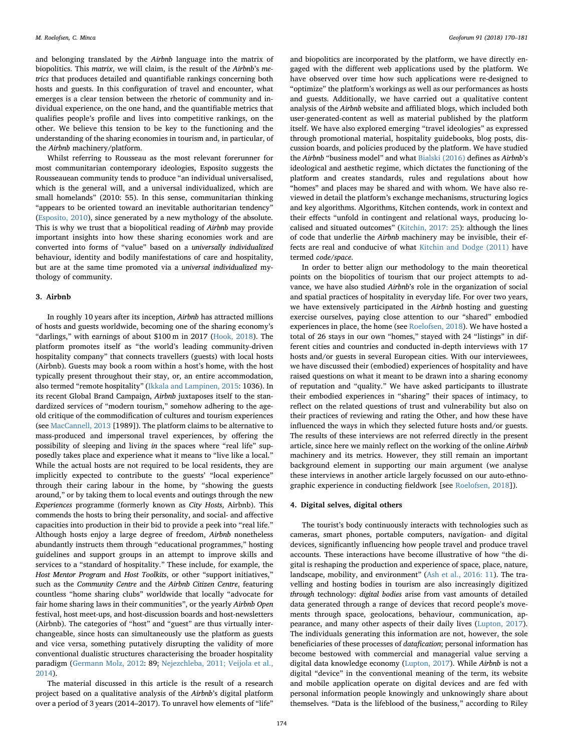and belonging translated by the *Airbnb* language into the matrix of biopolitics. This *matrix*, we will claim, is the result of the *Airbnb*'s *metrics* that produces detailed and quantifiable rankings concerning both hosts and guests. In this configuration of travel and encounter, what emerges is a clear tension between the rhetoric of community and individual experience, on the one hand, and the quantifiable metrics that qualifies people's profile and lives into competitive rankings, on the other. We believe this tension to be key to the functioning and the understanding of the sharing economies in tourism and, in particular, of the *Airbnb* machinery/platform.

Whilst referring to Rousseau as the most relevant forerunner for most communitarian contemporary ideologies, Esposito suggests the Rousseauean community tends to produce "an individual universalised, which is the general will, and a universal individualized, which are small homelands" (2010: 55). In this sense, communitarian thinking "appears to be oriented toward an inevitable authoritarian tendency" (Esposito, 2010), since generated by a new mythology of the absolute. This is why we trust that a biopolitical reading of *Airbnb* may provide important insights into how these sharing economies work and are converted into forms of "value" based on a *universally individualized* behaviour, identity and bodily manifestations of care and hospitality, but are at the same time promoted via a *universal individualized* mythology of community.

## 3. Airbnb

In roughly 10 years after its inception, *Airbnb* has attracted millions of hosts and guests worldwide, becoming one of the sharing economy's "darlings," with earnings of about \$100 m in 2017 (Hook, 2018). The platform promotes itself as "the world's leading community-driven hospitality company" that connects travellers (guests) with local hosts (Airbnb). Guests may book a room within a host's home, with the host typically present throughout their stay, or, an entire accommodation, also termed "remote hospitality" (Ikkala and Lampinen, 2015: 1036). In its recent Global Brand Campaign, *Airbnb* juxtaposes itself to the standardized services of "modern tourism," somehow adhering to the age-old critique of the commodification of cultures and tourism experiences (see MacCannell, 2013 [1989]). The platform claims to be alternative to mass-produced and impersonal travel experiences, by offering the possibility of sleeping and living *in* the spaces where "real life" supposedly takes place and experience what it means to "live like a local." While the actual hosts are not required to be local residents, they are implicitly expected to contribute to the guests' "local experience" through their caring labour in the home, by "showing the guests around," or by taking them to local events and outings through the new *Experiences* programme (formerly known as *City Hosts*, Airbnb). This commends the hosts to bring their personality, and social- and affective capacities into production in their bid to provide a peek into "real life." Although hosts enjoy a large degree of freedom, *Airbnb* nonetheless abundantly instructs them through "educational programmes," hosting guidelines and support groups in an attempt to improve skills and services to a "standard of hospitality." These include, for example, the *Host Mentor Program* and *Host Toolkits*, or other "support initiatives," such as the *Community Centre* and the *Airbnb Citizen Centre*, featuring countless "home sharing clubs" worldwide that locally "advocate for fair home sharing laws in their communities", or the yearly *Airbnb Open* festival, host meet-ups, and host-discussion boards and host-newsletters (Airbnb). The categories of "host" and "guest" are thus virtually interchangeable, since hosts can simultaneously use the platform as guests and vice versa, something putatively disrupting the validity of more conventional dualistic structures characterising the broader hospitality paradigm (Germann Molz, 2012: 89; Nejezchleba, 2011; Veijola et al., 2014).

The material discussed in this article is the result of a research project based on a qualitative analysis of the *Airbnb*'s digital platform over a period of 3 years (2014–2017). To unravel how elements of "life" and biopolitics are incorporated by the platform, we have directly engaged with the different web applications used by the platform. We have observed over time how such applications were re-designed to "optimize" the platform's workings as well as our performances as hosts and guests. Additionally, we have carried out a qualitative content analysis of the *Airbnb* website and affiliated blogs, which included both user-generated-content as well as material published by the platform itself. We have also explored emerging "travel ideologies" as expressed through promotional material, hospitality guidebooks, blog posts, discussion boards, and policies produced by the platform. We have studied the *Airbnb* "business model" and what Bialski (2016) defines as *Airbnb*'s ideological and aesthetic regime, which dictates the functioning of the platform and creates standards, rules and regulations about how "homes" and places may be shared and with whom. We have also reviewed in detail the platform's exchange mechanisms, structuring logics and key algorithms. Algorithms, Kitchen contends, work in context and their effects "unfold in contingent and relational ways, producing localised and situated outcomes" (Kitchin, 2017: 25): although the lines of code that underlie the *Airbnb* machinery may be invisible, their effects are real and conducive of what Kitchin and Dodge (2011) have termed *code/space*.

In order to better align our methodology to the main theoretical points on the biopolitics of tourism that our project attempts to advance, we have also studied *Airbnb*'s role in the organization of social and spatial practices of hospitality in everyday life. For over two years, we have extensively participated in the *Airbnb* hosting and guesting exercise ourselves, paying close attention to our "shared" embodied experiences in place, the home (see Roelofsen, 2018). We have hosted a total of 26 stays in our own "homes," stayed with 24 "listings" in different cities and countries and conducted in-depth interviews with 17 hosts and/or guests in several European cities. With our interviewees, we have discussed their (embodied) experiences of hospitality and have raised questions on what it meant to be drawn into a sharing economy of reputation and "quality." We have asked participants to illustrate their embodied experiences in "sharing" their spaces of intimacy, to reflect on the related questions of trust and vulnerability but also on their practices of reviewing and rating the Other, and how these have influenced the ways in which they selected future hosts and/or guests. The results of these interviews are not referred directly in the present article, since here we mainly reflect on the working of the online *Airbnb* machinery and its metrics. However, they still remain an important background element in supporting our main argument (we analyse these interviews in another article largely focussed on our auto-ethnographic experience in conducting fieldwork [see Roelofsen, 2018]).

## 4. Digital selves, digital others

The tourist's body continuously interacts with technologies such as cameras, smart phones, portable computers, navigation- and digital devices, significantly influencing how people travel and produce travel accounts. These interactions have become illustrative of how "the digital is reshaping the production and experience of space, place, nature, landscape, mobility, and environment" (Ash et al., 2016: 11). The travelling and hosting bodies in tourism are also increasingly digitized *through* technology: *digital bodies* arise from vast amounts of detailed data generated through a range of devices that record people's movements through space, geolocations, behaviour, communication, appearance, and many other aspects of their daily lives (Lupton, 2017). The individuals generating this information are not, however, the sole beneficiaries of these processes of *datafication*; personal information has become bestowed with commercial and managerial value serving a digital data knowledge economy (Lupton, 2017). While *Airbnb* is not a digital "device" in the conventional meaning of the term, its website and mobile application operate on digital devices and are fed with personal information people knowingly and unknowingly share about themselves. "Data is the lifeblood of the business," according to Riley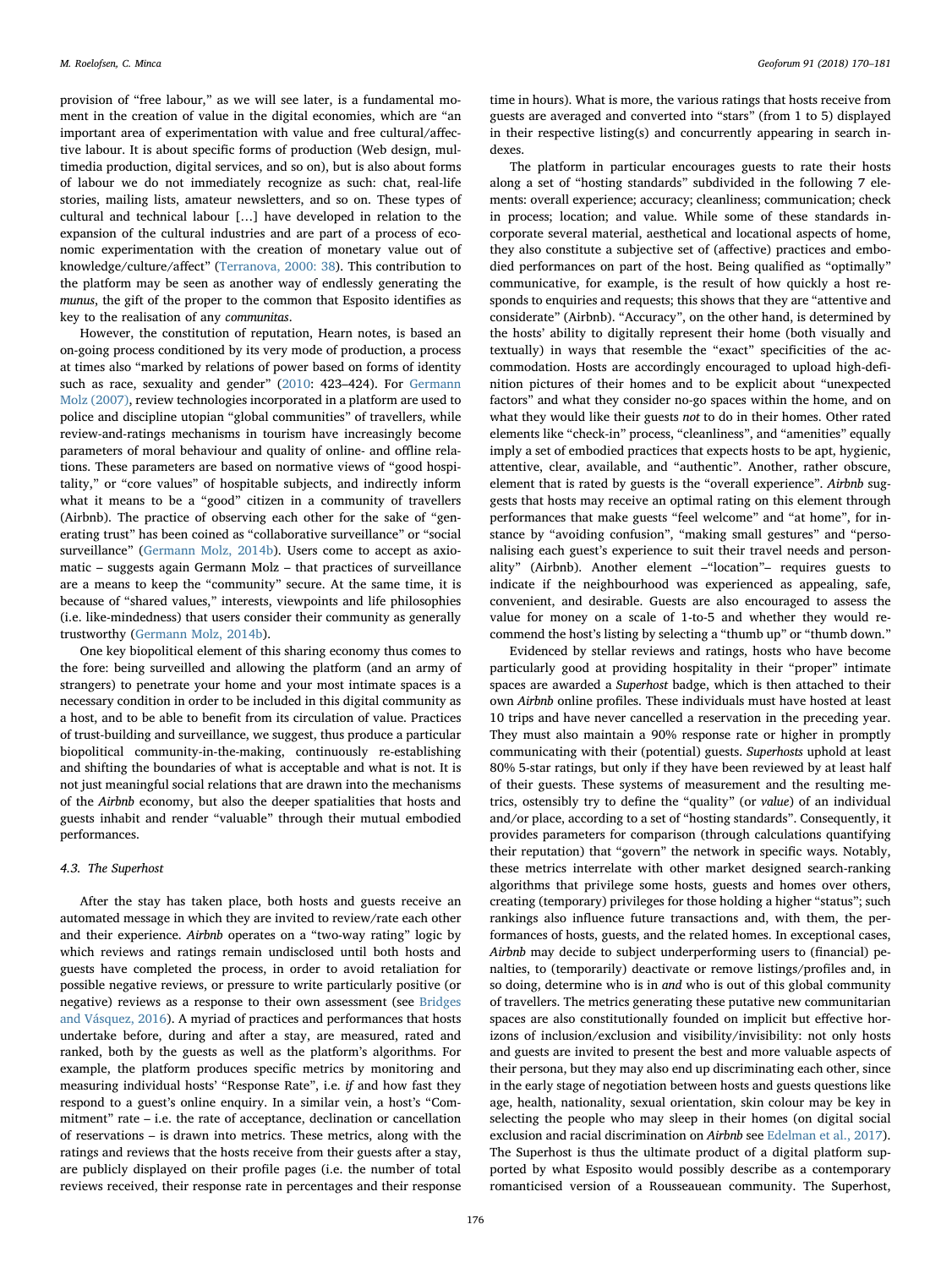provision of "free labour," as we will see later, is a fundamental moment in the creation of value in the digital economies, which are "an important area of experimentation with value and free cultural/affective labour. It is about specific forms of production (Web design, multimedia production, digital services, and so on), but is also about forms of labour we do not immediately recognize as such: chat, real-life stories, mailing lists, amateur newsletters, and so on. These types of cultural and technical labour […] have developed in relation to the expansion of the cultural industries and are part of a process of economic experimentation with the creation of monetary value out of knowledge/culture/affect" (Terranova, 2000: 38). This contribution to the platform may be seen as another way of endlessly generating the *munus*, the gift of the proper to the common that Esposito identifies as key to the realisation of any *communitas*.

However, the constitution of reputation, Hearn notes, is based an on-going process conditioned by its very mode of production, a process at times also "marked by relations of power based on forms of identity such as race, sexuality and gender" (2010: 423–424). For Germann Molz (2007), review technologies incorporated in a platform are used to police and discipline utopian "global communities" of travellers, while review-and-ratings mechanisms in tourism have increasingly become parameters of moral behaviour and quality of online- and offline relations. These parameters are based on normative views of "good hospitality," or "core values" of hospitable subjects, and indirectly inform what it means to be a "good" citizen in a community of travellers (Airbnb). The practice of observing each other for the sake of "generating trust" has been coined as "collaborative surveillance" or "social surveillance" (Germann Molz, 2014b). Users come to accept as axiomatic – suggests again Germann Molz – that practices of surveillance are a means to keep the "community" secure. At the same time, it is because of "shared values," interests, viewpoints and life philosophies (i.e. like-mindedness) that users consider their community as generally trustworthy (Germann Molz, 2014b).

One key biopolitical element of this sharing economy thus comes to the fore: being surveilled and allowing the platform (and an army of strangers) to penetrate your home and your most intimate spaces is a necessary condition in order to be included in this digital community as a host, and to be able to benefit from its circulation of value. Practices of trust-building and surveillance, we suggest, thus produce a particular biopolitical community-in-the-making, continuously re-establishing and shifting the boundaries of what is acceptable and what is not. It is not just meaningful social relations that are drawn into the mechanisms of the *Airbnb* economy, but also the deeper spatialities that hosts and guests inhabit and render "valuable" through their mutual embodied performances.

### 4.3. The Superhost

After the stay has taken place, both hosts and guests receive an automated message in which they are invited to review/rate each other and their experience. *Airbnb* operates on a "two-way rating" logic by which reviews and ratings remain undisclosed until both hosts and guests have completed the process, in order to avoid retaliation for possible negative reviews, or pressure to write particularly positive (or negative) reviews as a response to their own assessment (see Bridges and Vásquez, 2016). A myriad of practices and performances that hosts undertake before, during and after a stay, are measured, rated and ranked, both by the guests as well as the platform's algorithms. For example, the platform produces specific metrics by monitoring and measuring individual hosts' "Response Rate", i.e. *if* and how fast they respond to a guest's online enquiry. In a similar vein, a host's "Commitment" rate – i.e. the rate of acceptance, declination or cancellation of reservations – is drawn into metrics. These metrics, along with the ratings and reviews that the hosts receive from their guests after a stay, are publicly displayed on their profile pages (i.e. the number of total reviews received, their response rate in percentages and their response time in hours). What is more, the various ratings that hosts receive from guests are averaged and converted into "stars" (from 1 to 5) displayed in their respective listing(s) and concurrently appearing in search indexes.

The platform in particular encourages guests to rate their hosts along a set of "hosting standards" subdivided in the following 7 elements: overall experience; accuracy; cleanliness; communication; check in process; location; and value. While some of these standards incorporate several material, aesthetical and locational aspects of home, they also constitute a subjective set of (affective) practices and embodied performances on part of the host. Being qualified as "optimally" communicative, for example, is the result of how quickly a host responds to enquiries and requests; this shows that they are "attentive and considerate" (Airbnb). "Accuracy", on the other hand, is determined by the hosts' ability to digitally represent their home (both visually and textually) in ways that resemble the "exact" specificities of the accommodation. Hosts are accordingly encouraged to upload high-definition pictures of their homes and to be explicit about "unexpected factors" and what they consider no-go spaces within the home, and on what they would like their guests *not* to do in their homes. Other rated elements like "check-in" process, "cleanliness", and "amenities" equally imply a set of embodied practices that expects hosts to be apt, hygienic, attentive, clear, available, and "authentic". Another, rather obscure, element that is rated by guests is the "overall experience". *Airbnb* suggests that hosts may receive an optimal rating on this element through performances that make guests "feel welcome" and "at home", for instance by "avoiding confusion", "making small gestures" and "personalising each guest's experience to suit their travel needs and personality" (Airbnb). Another element –"location"– requires guests to indicate if the neighbourhood was experienced as appealing, safe, convenient, and desirable. Guests are also encouraged to assess the value for money on a scale of 1-to-5 and whether they would recommend the host's listing by selecting a "thumb up" or "thumb down."

Evidenced by stellar reviews and ratings, hosts who have become particularly good at providing hospitality in their "proper" intimate spaces are awarded a *Superhost* badge, which is then attached to their own *Airbnb* online profiles. These individuals must have hosted at least 10 trips and have never cancelled a reservation in the preceding year. They must also maintain a 90% response rate or higher in promptly communicating with their (potential) guests. *Superhosts* uphold at least 80% 5-star ratings, but only if they have been reviewed by at least half of their guests. These systems of measurement and the resulting metrics, ostensibly try to define the "quality" (or *value*) of an individual and/or place, according to a set of "hosting standards". Consequently, it provides parameters for comparison (through calculations quantifying their reputation) that "govern" the network in specific ways. Notably, these metrics interrelate with other market designed search-ranking algorithms that privilege some hosts, guests and homes over others, creating (temporary) privileges for those holding a higher "status"; such rankings also influence future transactions and, with them, the performances of hosts, guests, and the related homes. In exceptional cases, *Airbnb* may decide to subject underperforming users to (financial) penalties, to (temporarily) deactivate or remove listings/profiles and, in so doing, determine who is in *and* who is out of this global community of travellers. The metrics generating these putative new communitarian spaces are also constitutionally founded on implicit but effective horizons of inclusion/exclusion and visibility/invisibility: not only hosts and guests are invited to present the best and more valuable aspects of their persona, but they may also end up discriminating each other, since in the early stage of negotiation between hosts and guests questions like age, health, nationality, sexual orientation, skin colour may be key in selecting the people who may sleep in their homes (on digital social exclusion and racial discrimination on *Airbnb* see Edelman et al., 2017). The Superhost is thus the ultimate product of a digital platform supported by what Esposito would possibly describe as a contemporary romanticised version of a Rousseauean community. The Superhost,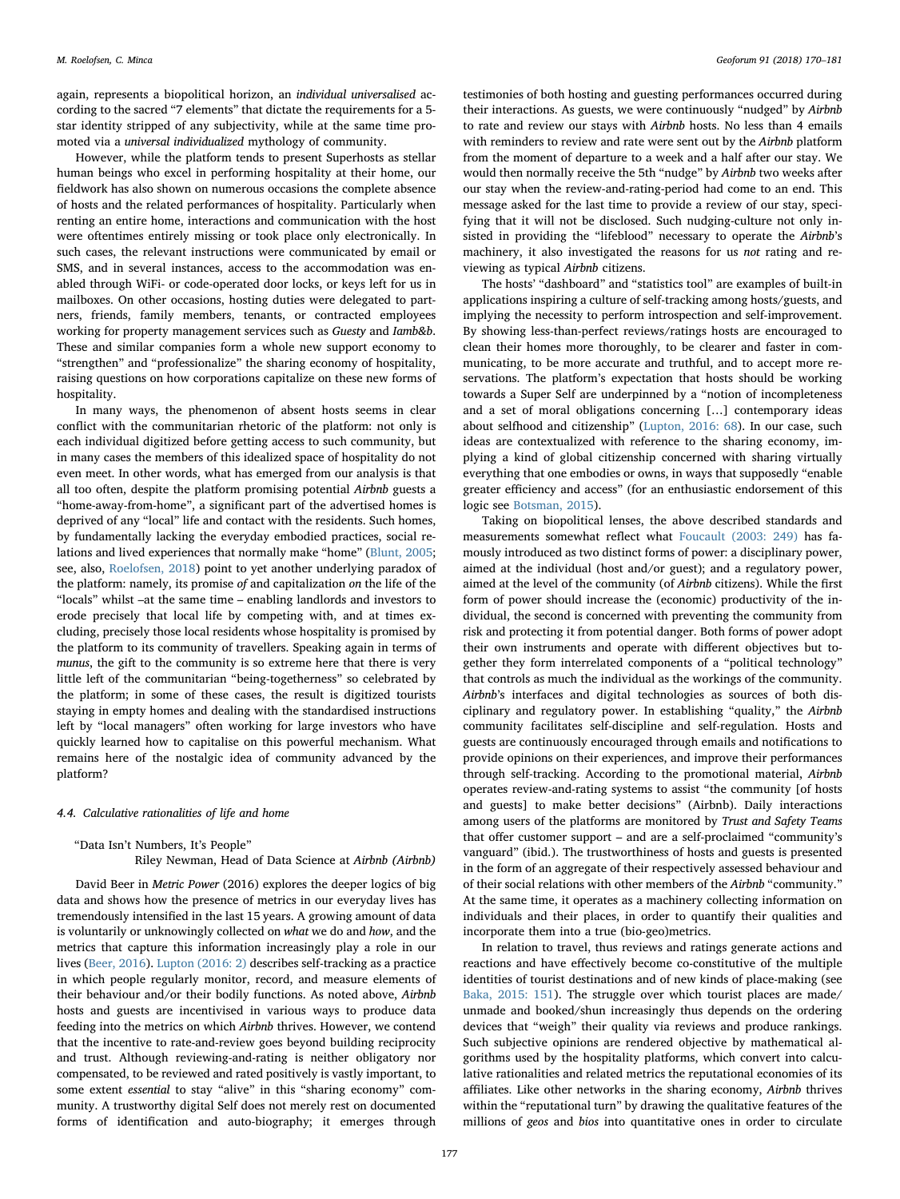again, represents a biopolitical horizon, an *individual universalised* according to the sacred "7 elements" that dictate the requirements for a 5-star identity stripped of any subjectivity, while at the same time promoted via a *universal individualized* mythology of community.

However, while the platform tends to present Superhosts as stellar human beings who excel in performing hospitality at their home, our fieldwork has also shown on numerous occasions the complete absence of hosts and the related performances of hospitality. Particularly when renting an entire home, interactions and communication with the host were oftentimes entirely missing or took place only electronically. In such cases, the relevant instructions were communicated by email or SMS, and in several instances, access to the accommodation was enabled through WiFi- or code-operated door locks, or keys left for us in mailboxes. On other occasions, hosting duties were delegated to partners, friends, family members, tenants, or contracted employees working for property management services such as *Guesty* and *Iamb&b*. These and similar companies form a whole new support economy to "strengthen" and "professionalize" the sharing economy of hospitality, raising questions on how corporations capitalize on these new forms of hospitality.

In many ways, the phenomenon of absent hosts seems in clear conflict with the communitarian rhetoric of the platform: not only is each individual digitized before getting access to such community, but in many cases the members of this idealized space of hospitality do not even meet. In other words, what has emerged from our analysis is that all too often, despite the platform promising potential *Airbnb* guests a "home-away-from-home", a significant part of the advertised homes is deprived of any "local" life and contact with the residents. Such homes, by fundamentally lacking the everyday embodied practices, social relations and lived experiences that normally make "home" (Blunt, 2005; see, also, Roelofsen, 2018) point to yet another underlying paradox of the platform: namely, its promise *of* and capitalization *on* the life of the "locals" whilst –at the same time – enabling landlords and investors to erode precisely that local life by competing with, and at times excluding, precisely those local residents whose hospitality is promised by the platform to its community of travellers. Speaking again in terms of *munus*, the gift to the community is so extreme here that there is very little left of the communitarian "being-togetherness" so celebrated by the platform; in some of these cases, the result is digitized tourists staying in empty homes and dealing with the standardised instructions left by "local managers" often working for large investors who have quickly learned how to capitalise on this powerful mechanism. What remains here of the nostalgic idea of community advanced by the platform?

### 4.4. Calculative rationalities of life and home

"Data Isn't Numbers, It's People"
Riley Newman, Head of Data Science at *Airbnb (Airbnb)*

David Beer in *Metric Power* (2016) explores the deeper logics of big data and shows how the presence of metrics in our everyday lives has tremendously intensified in the last 15 years. A growing amount of data is voluntarily or unknowingly collected on *what* we do and *how*, and the metrics that capture this information increasingly play a role in our lives (Beer, 2016). Lupton (2016: 2) describes self-tracking as a practice in which people regularly monitor, record, and measure elements of their behaviour and/or their bodily functions. As noted above, *Airbnb* hosts and guests are incentivised in various ways to produce data feeding into the metrics on which *Airbnb* thrives. However, we contend that the incentive to rate-and-review goes beyond building reciprocity and trust. Although reviewing-and-rating is neither obligatory nor compensated, to be reviewed and rated positively is vastly important, to some extent *essential* to stay "alive" in this "sharing economy" community. A trustworthy digital Self does not merely rest on documented forms of identification and auto-biography; it emerges through testimonies of both hosting and guesting performances occurred during their interactions. As guests, we were continuously "nudged" by *Airbnb* to rate and review our stays with *Airbnb* hosts. No less than 4 emails with reminders to review and rate were sent out by the *Airbnb* platform from the moment of departure to a week and a half after our stay. We would then normally receive the 5th "nudge" by *Airbnb* two weeks after our stay when the review-and-rating-period had come to an end. This message asked for the last time to provide a review of our stay, specifying that it will not be disclosed. Such nudging-culture not only insisted in providing the "lifeblood" necessary to operate the *Airbnb*'s machinery, it also investigated the reasons for us *not* rating and reviewing as typical *Airbnb* citizens.

The hosts' "dashboard" and "statistics tool" are examples of built-in applications inspiring a culture of self-tracking among hosts/guests, and implying the necessity to perform introspection and self-improvement. By showing less-than-perfect reviews/ratings hosts are encouraged to clean their homes more thoroughly, to be clearer and faster in communicating, to be more accurate and truthful, and to accept more reservations. The platform's expectation that hosts should be working towards a Super Self are underpinned by a "notion of incompleteness and a set of moral obligations concerning […] contemporary ideas about selfhood and citizenship" (Lupton, 2016: 68). In our case, such ideas are contextualized with reference to the sharing economy, implying a kind of global citizenship concerned with sharing virtually everything that one embodies or owns, in ways that supposedly "enable greater efficiency and access" (for an enthusiastic endorsement of this logic see Botsman, 2015).

Taking on biopolitical lenses, the above described standards and measurements somewhat reflect what Foucault (2003: 249) has famously introduced as two distinct forms of power: a disciplinary power, aimed at the individual (host and/or guest); and a regulatory power, aimed at the level of the community (of *Airbnb* citizens). While the first form of power should increase the (economic) productivity of the individual, the second is concerned with preventing the community from risk and protecting it from potential danger. Both forms of power adopt their own instruments and operate with different objectives but together they form interrelated components of a "political technology" that controls as much the individual as the workings of the community. *Airbnb*'s interfaces and digital technologies as sources of both disciplinary and regulatory power. In establishing "quality," the *Airbnb* community facilitates self-discipline and self-regulation. Hosts and guests are continuously encouraged through emails and notifications to provide opinions on their experiences, and improve their performances through self-tracking. According to the promotional material, *Airbnb* operates review-and-rating systems to assist "the community [of hosts and guests] to make better decisions" (Airbnb). Daily interactions among users of the platforms are monitored by *Trust and Safety Teams* that offer customer support – and are a self-proclaimed "community's vanguard" (ibid.). The trustworthiness of hosts and guests is presented in the form of an aggregate of their respectively assessed behaviour and of their social relations with other members of the *Airbnb* "community." At the same time, it operates as a machinery collecting information on individuals and their places, in order to quantify their qualities and incorporate them into a true (bio-geo)metrics.

In relation to travel, thus reviews and ratings generate actions and reactions and have effectively become co-constitutive of the multiple identities of tourist destinations and of new kinds of place-making (see Baka, 2015: 151). The struggle over which tourist places are made/unmade and booked/shun increasingly thus depends on the ordering devices that "weigh" their quality via reviews and produce rankings. Such subjective opinions are rendered objective by mathematical algorithms used by the hospitality platforms, which convert into calculative rationalities and related metrics the reputational economies of its affiliates. Like other networks in the sharing economy, *Airbnb* thrives within the "reputational turn" by drawing the qualitative features of the millions of *geos* and *bios* into quantitative ones in order to circulate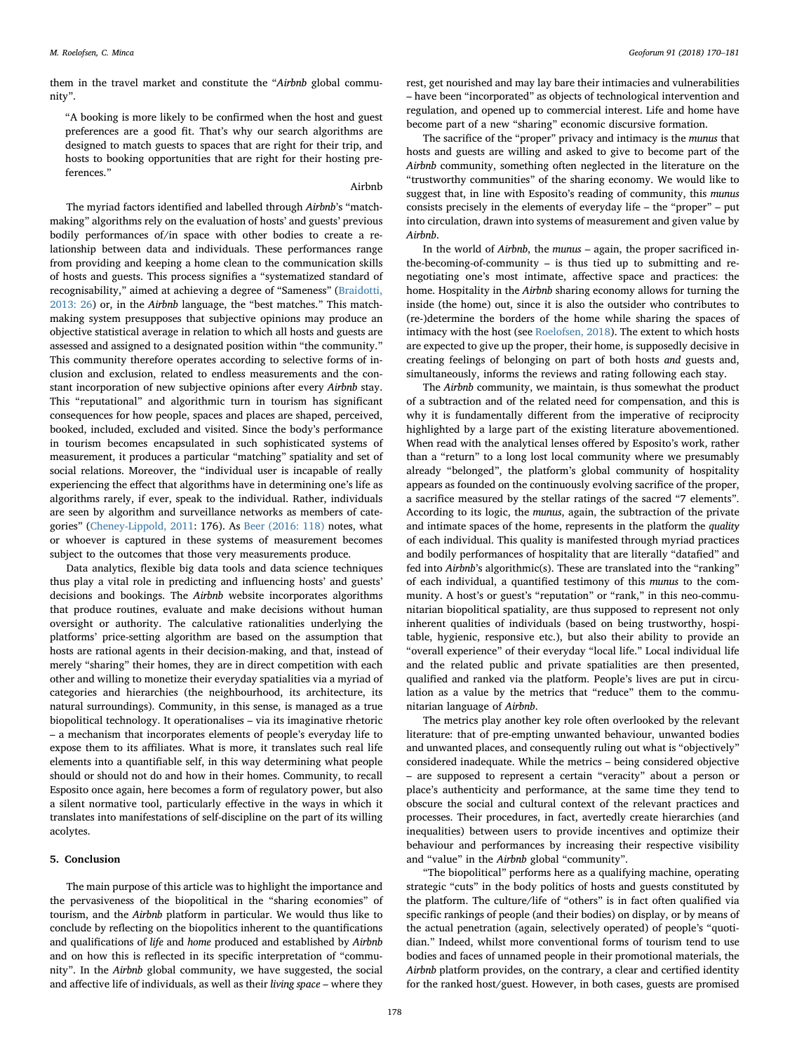them in the travel market and constitute the "*Airbnb* global community".

> "A booking is more likely to be confirmed when the host and guest preferences are a good fit. That's why our search algorithms are designed to match guests to spaces that are right for their trip, and hosts to booking opportunities that are right for their hosting preferences."
>
> Airbnb

The myriad factors identified and labelled through *Airbnb*'s "matchmaking" algorithms rely on the evaluation of hosts' and guests' previous bodily performances of/in space with other bodies to create a relationship between data and individuals. These performances range from providing and keeping a home clean to the communication skills of hosts and guests. This process signifies a "systematized standard of recognisability," aimed at achieving a degree of "Sameness" (Braidotti, 2013: 26) or, in the *Airbnb* language, the "best matches." This matchmaking system presupposes that subjective opinions may produce an objective statistical average in relation to which all hosts and guests are assessed and assigned to a designated position within "the community." This community therefore operates according to selective forms of inclusion and exclusion, related to endless measurements and the constant incorporation of new subjective opinions after every *Airbnb* stay. This "reputational" and algorithmic turn in tourism has significant consequences for how people, spaces and places are shaped, perceived, booked, included, excluded and visited. Since the body's performance in tourism becomes encapsulated in such sophisticated systems of measurement, it produces a particular "matching" spatiality and set of social relations. Moreover, the "individual user is incapable of really experiencing the effect that algorithms have in determining one's life as algorithms rarely, if ever, speak to the individual. Rather, individuals are seen by algorithm and surveillance networks as members of categories" (Cheney-Lippold, 2011: 176). As Beer (2016: 118) notes, what or whoever is captured in these systems of measurement becomes subject to the outcomes that those very measurements produce.

Data analytics, flexible big data tools and data science techniques thus play a vital role in predicting and influencing hosts' and guests' decisions and bookings. The *Airbnb* website incorporates algorithms that produce routines, evaluate and make decisions without human oversight or authority. The calculative rationalities underlying the platforms' price-setting algorithm are based on the assumption that hosts are rational agents in their decision-making, and that, instead of merely "sharing" their homes, they are in direct competition with each other and willing to monetize their everyday spatialities via a myriad of categories and hierarchies (the neighbourhood, its architecture, its natural surroundings). Community, in this sense, is managed as a true biopolitical technology. It operationalises – via its imaginative rhetoric – a mechanism that incorporates elements of people's everyday life to expose them to its affiliates. What is more, it translates such real life elements into a quantifiable self, in this way determining what people should or should not do and how in their homes. Community, to recall Esposito once again, here becomes a form of regulatory power, but also a silent normative tool, particularly effective in the ways in which it translates into manifestations of self-discipline on the part of its willing acolytes.

## 5. Conclusion

The main purpose of this article was to highlight the importance and the pervasiveness of the biopolitical in the "sharing economies" of tourism, and the *Airbnb* platform in particular. We would thus like to conclude by reflecting on the biopolitics inherent to the quantifications and qualifications of *life* and *home* produced and established by *Airbnb* and on how this is reflected in its specific interpretation of "community". In the *Airbnb* global community, we have suggested, the social and affective life of individuals, as well as their *living space* – where they rest, get nourished and may lay bare their intimacies and vulnerabilities – have been "incorporated" as objects of technological intervention and regulation, and opened up to commercial interest. Life and home have become part of a new "sharing" economic discursive formation.

The sacrifice of the "proper" privacy and intimacy is the *munus* that hosts and guests are willing and asked to give to become part of the *Airbnb* community, something often neglected in the literature on the "trustworthy communities" of the sharing economy. We would like to suggest that, in line with Esposito's reading of community, this *munus* consists precisely in the elements of everyday life – the "proper" – put into circulation, drawn into systems of measurement and given value by *Airbnb*.

In the world of *Airbnb*, the *munus* – again, the proper sacrificed in-the-becoming-of-community – is thus tied up to submitting and renegotiating one's most intimate, affective space and practices: the home. Hospitality in the *Airbnb* sharing economy allows for turning the inside (the home) out, since it is also the outsider who contributes to (re-)determine the borders of the home while sharing the spaces of intimacy with the host (see Roelofsen, 2018). The extent to which hosts are expected to give up the proper, their home, is supposedly decisive in creating feelings of belonging on part of both hosts *and* guests and, simultaneously, informs the reviews and rating following each stay.

The *Airbnb* community, we maintain, is thus somewhat the product of a subtraction and of the related need for compensation, and this is why it is fundamentally different from the imperative of reciprocity highlighted by a large part of the existing literature abovementioned. When read with the analytical lenses offered by Esposito's work, rather than a "return" to a long lost local community where we presumably already "belonged", the platform's global community of hospitality appears as founded on the continuously evolving sacrifice of the proper, a sacrifice measured by the stellar ratings of the sacred "7 elements". According to its logic, the *munus*, again, the subtraction of the private and intimate spaces of the home, represents in the platform the *quality* of each individual. This quality is manifested through myriad practices and bodily performances of hospitality that are literally "datafied" and fed into *Airbnb*'s algorithmic(s). These are translated into the "ranking" of each individual, a quantified testimony of this *munus* to the community. A host's or guest's "reputation" or "rank," in this neo-communitarian biopolitical spatiality, are thus supposed to represent not only inherent qualities of individuals (based on being trustworthy, hospitable, hygienic, responsive etc.), but also their ability to provide an "overall experience" of their everyday "local life." Local individual life and the related public and private spatialities are then presented, qualified and ranked via the platform. People's lives are put in circulation as a value by the metrics that "reduce" them to the communitarian language of *Airbnb*.

The metrics play another key role often overlooked by the relevant literature: that of pre-empting unwanted behaviour, unwanted bodies and unwanted places, and consequently ruling out what is "objectively" considered inadequate. While the metrics – being considered objective – are supposed to represent a certain "veracity" about a person or place's authenticity and performance, at the same time they tend to obscure the social and cultural context of the relevant practices and processes. Their procedures, in fact, avertedly create hierarchies (and inequalities) between users to provide incentives and optimize their behaviour and performances by increasing their respective visibility and "value" in the *Airbnb* global "community".

"The biopolitical" performs here as a qualifying machine, operating strategic "cuts" in the body politics of hosts and guests constituted by the platform. The culture/life of "others" is in fact often qualified via specific rankings of people (and their bodies) on display, or by means of the actual penetration (again, selectively operated) of people's "quotidian." Indeed, whilst more conventional forms of tourism tend to use bodies and faces of unnamed people in their promotional materials, the *Airbnb* platform provides, on the contrary, a clear and certified identity for the ranked host/guest. However, in both cases, guests are promised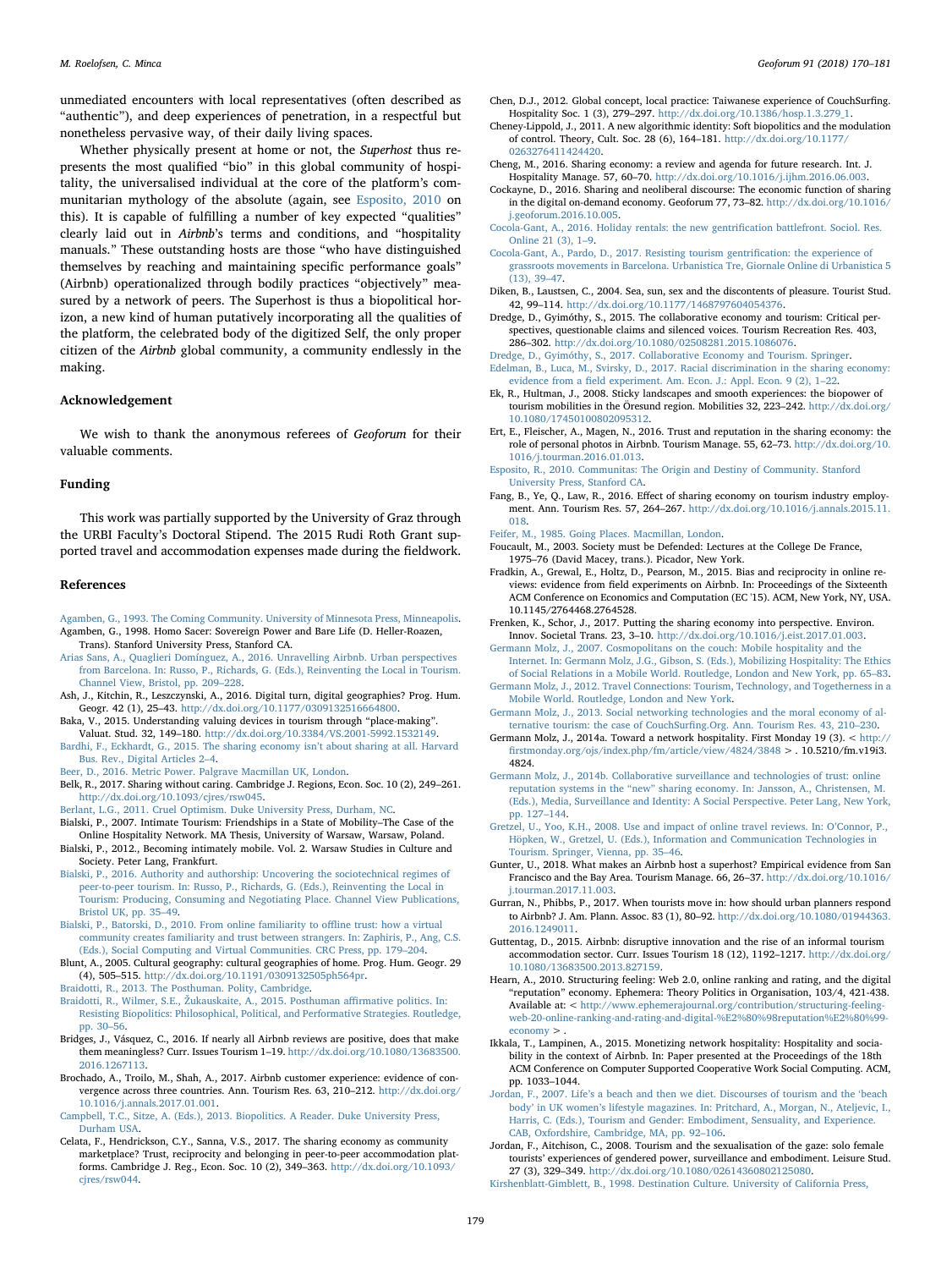unmediated encounters with local representatives (often described as "authentic"), and deep experiences of penetration, in a respectful but nonetheless pervasive way, of their daily living spaces.

Whether physically present at home or not, the *Superhost* thus represents the most qualified "bio" in this global community of hospitality, the universalised individual at the core of the platform's communitarian mythology of the absolute (again, see Esposito, 2010 on this). It is capable of fulfilling a number of key expected "qualities" clearly laid out in *Airbnb*'s terms and conditions, and "hospitality manuals." These outstanding hosts are those "who have distinguished themselves by reaching and maintaining specific performance goals" (Airbnb) operationalized through bodily practices "objectively" measured by a network of peers. The Superhost is thus a biopolitical horizon, a new kind of human putatively incorporating all the qualities of the platform, the celebrated body of the digitized Self, the only proper citizen of the *Airbnb* global community, a community endlessly in the making.

## Acknowledgement

We wish to thank the anonymous referees of *Geoforum* for their valuable comments.

## Funding

This work was partially supported by the University of Graz through the URBI Faculty's Doctoral Stipend. The 2015 Rudi Roth Grant supported travel and accommodation expenses made during the fieldwork.

## References

Agamben, G., 1993. The Coming Community. University of Minnesota Press, Minneapolis.

Agamben, G., 1998. Homo Sacer: Sovereign Power and Bare Life (D. Heller-Roazen, Trans). Stanford University Press, Stanford CA.

Arias Sans, A., Quaglieri Domínguez, A., 2016. Unravelling Airbnb. Urban perspectives from Barcelona. In: Russo, P., Richards, G. (Eds.), Reinventing the Local in Tourism. Channel View, Bristol, pp. 209–228.

Ash, J., Kitchin, R., Leszczynski, A., 2016. Digital turn, digital geographies? Prog. Hum. Geogr. 42 (1), 25–43. http://dx.doi.org/10.1177/0309132516664800.

Baka, V., 2015. Understanding valuing devices in tourism through "place-making". Valuat. Stud. 32, 149–180. http://dx.doi.org/10.3384/VS.2001-5992.1532149.

Bardhi, F., Eckhardt, G., 2015. The sharing economy isn't about sharing at all. Harvard Bus. Rev., Digital Articles 2–4.

Beer, D., 2016. Metric Power. Palgrave Macmillan UK, London.

Belk, R., 2017. Sharing without caring. Cambridge J. Regions, Econ. Soc. 10 (2), 249–261. http://dx.doi.org/10.1093/cjres/rsw045.

Berlant, L.G., 2011. Cruel Optimism. Duke University Press, Durham, NC.

Bialski, P., 2007. Intimate Tourism: Friendships in a State of Mobility–The Case of the Online Hospitality Network. MA Thesis, University of Warsaw, Warsaw, Poland.

Bialski, P., 2012., Becoming intimately mobile. Vol. 2. Warsaw Studies in Culture and Society. Peter Lang, Frankfurt.

Bialski, P., 2016. Authority and authorship: Uncovering the sociotechnical regimes of peer-to-peer tourism. In: Russo, P., Richards, G. (Eds.), Reinventing the Local in Tourism: Producing, Consuming and Negotiating Place. Channel View Publications, Bristol UK, pp. 35–49.

Bialski, P., Batorski, D., 2010. From online familiarity to offline trust: how a virtual community creates familiarity and trust between strangers. In: Zaphiris, P., Ang, C.S. (Eds.), Social Computing and Virtual Communities. CRC Press, pp. 179–204.

Blunt, A., 2005. Cultural geography: cultural geographies of home. Prog. Hum. Geogr. 29 (4), 505–515. http://dx.doi.org/10.1191/0309132505ph564pr.

Braidotti, R., 2013. The Posthuman. Polity, Cambridge.

Braidotti, R., Wilmer, S.E., Žukauskaite, A., 2015. Posthuman affirmative politics. In: Resisting Biopolitics: Philosophical, Political, and Performative Strategies. Routledge, pp. 30–56.

Bridges, J., Vásquez, C., 2016. If nearly all Airbnb reviews are positive, does that make them meaningless? Curr. Issues Tourism 1–19. http://dx.doi.org/10.1080/13683500.2016.1267113.

Brochado, A., Troilo, M., Shah, A., 2017. Airbnb customer experience: evidence of convergence across three countries. Ann. Tourism Res. 63, 210–212. http://dx.doi.org/10.1016/j.annals.2017.01.001.

Campbell, T.C., Sitze, A. (Eds.), 2013. Biopolitics. A Reader. Duke University Press, Durham USA.

Celata, F., Hendrickson, C.Y., Sanna, V.S., 2017. The sharing economy as community marketplace? Trust, reciprocity and belonging in peer-to-peer accommodation platforms. Cambridge J. Reg., Econ. Soc. 10 (2), 349–363. http://dx.doi.org/10.1093/cjres/rsw044.

Chen, D.J., 2012. Global concept, local practice: Taiwanese experience of CouchSurfing. Hospitality Soc. 1 (3), 279–297. http://dx.doi.org/10.1386/hosp.1.3.279_1.

Cheney-Lippold, J., 2011. A new algorithmic identity: Soft biopolitics and the modulation of control. Theory, Cult. Soc. 28 (6), 164–181. http://dx.doi.org/10.1177/0263276411424420.

Cheng, M., 2016. Sharing economy: a review and agenda for future research. Int. J. Hospitality Manage. 57, 60–70. http://dx.doi.org/10.1016/j.ijhm.2016.06.003.

Cockayne, D., 2016. Sharing and neoliberal discourse: The economic function of sharing in the digital on-demand economy. Geoforum 77, 73–82. http://dx.doi.org/10.1016/j.geoforum.2016.10.005.

Cocola-Gant, A., 2016. Holiday rentals: the new gentrification battlefront. Sociol. Res. Online 21 (3), 1–9.

Cocola-Gant, A., Pardo, D., 2017. Resisting tourism gentrification: the experience of grassroots movements in Barcelona. Urbanistica Tre, Giornale Online di Urbanistica 5 (13), 39–47.

Diken, B., Laustsen, C., 2004. Sea, sun, sex and the discontents of pleasure. Tourist Stud. 42, 99–114. http://dx.doi.org/10.1177/1468797604054376.

Dredge, D., Gyimóthy, S., 2015. The collaborative economy and tourism: Critical perspectives, questionable claims and silenced voices. Tourism Recreation Res. 403, 286–302. http://dx.doi.org/10.1080/02508281.2015.1086076.

Dredge, D., Gyimóthy, S., 2017. Collaborative Economy and Tourism. Springer.

Edelman, B., Luca, M., Svirsky, D., 2017. Racial discrimination in the sharing economy: evidence from a field experiment. Am. Econ. J.: Appl. Econ. 9 (2), 1–22.

Ek, R., Hultman, J., 2008. Sticky landscapes and smooth experiences: the biopower of tourism mobilities in the Öresund region. Mobilities 32, 223–242. http://dx.doi.org/10.1080/17450100802095312.

Ert, E., Fleischer, A., Magen, N., 2016. Trust and reputation in the sharing economy: the role of personal photos in Airbnb. Tourism Manage. 55, 62–73. http://dx.doi.org/10.1016/j.tourman.2016.01.013.

Esposito, R., 2010. Communitas: The Origin and Destiny of Community. Stanford University Press, Stanford CA.

Fang, B., Ye, Q., Law, R., 2016. Effect of sharing economy on tourism industry employment. Ann. Tourism Res. 57, 264–267. http://dx.doi.org/10.1016/j.annals.2015.11.018.

Feifer, M., 1985. Going Places. Macmillan, London.

Foucault, M., 2003. Society must be Defended: Lectures at the College De France, 1975–76 (David Macey, trans.). Picador, New York.

Fradkin, A., Grewal, E., Holtz, D., Pearson, M., 2015. Bias and reciprocity in online reviews: evidence from field experiments on Airbnb. In: Proceedings of the Sixteenth ACM Conference on Economics and Computation (EC '15). ACM, New York, NY, USA. 10.1145/2764468.2764528.

Frenken, K., Schor, J., 2017. Putting the sharing economy into perspective. Environ. Innov. Societal Trans. 23, 3–10. http://dx.doi.org/10.1016/j.eist.2017.01.003.

Germann Molz, J., 2007. Cosmopolitans on the couch: Mobile hospitality and the Internet. In: Germann Molz, J.G., Gibson, S. (Eds.), Mobilizing Hospitality: The Ethics of Social Relations in a Mobile World. Routledge, London and New York, pp. 65–83.

Germann Molz, J., 2012. Travel Connections: Tourism, Technology, and Togetherness in a Mobile World. Routledge, London and New York.

Germann Molz, J., 2013. Social networking technologies and the moral economy of alternative tourism: the case of CouchSurfing.Org. Ann. Tourism Res. 43, 210–230.

Germann Molz, J., 2014a. Toward a network hospitality. First Monday 19 (3). < http://firstmonday.org/ojs/index.php/fm/article/view/4824/3848 > . 10.5210/fm.v19i3.4824.

Germann Molz, J., 2014b. Collaborative surveillance and technologies of trust: online reputation systems in the "new" sharing economy. In: Jansson, A., Christensen, M. (Eds.), Media, Surveillance and Identity: A Social Perspective. Peter Lang, New York, pp. 127–144.

Gretzel, U., Yoo, K.H., 2008. Use and impact of online travel reviews. In: O'Connor, P., Höpken, W., Gretzel, U. (Eds.), Information and Communication Technologies in Tourism. Springer, Vienna, pp. 35–46.

Gunter, U., 2018. What makes an Airbnb host a superhost? Empirical evidence from San Francisco and the Bay Area. Tourism Manage. 66, 26–37. http://dx.doi.org/10.1016/j.tourman.2017.11.003.

Gurran, N., Phibbs, P., 2017. When tourists move in: how should urban planners respond to Airbnb? J. Am. Plann. Assoc. 83 (1), 80–92. http://dx.doi.org/10.1080/01944363.2016.1249011.

Guttentag, D., 2015. Airbnb: disruptive innovation and the rise of an informal tourism accommodation sector. Curr. Issues Tourism 18 (12), 1192–1217. http://dx.doi.org/10.1080/13683500.2013.827159.

Hearn, A., 2010. Structuring feeling: Web 2.0, online ranking and rating, and the digital "reputation" economy. Ephemera: Theory Politics in Organisation, 103/4, 421-438. Available at: < http://www.ephemerajournal.org/contribution/structuring-feeling-web-20-online-ranking-and-rating-and-digital-%E2%80%98reputation%E2%80%99-economy > .

Ikkala, T., Lampinen, A., 2015. Monetizing network hospitality: Hospitality and sociability in the context of Airbnb. In: Paper presented at the Proceedings of the 18th ACM Conference on Computer Supported Cooperative Work Social Computing. ACM, pp. 1033–1044.

Jordan, F., 2007. Life's a beach and then we diet. Discourses of tourism and the 'beach body' in UK women's lifestyle magazines. In: Pritchard, A., Morgan, N., Ateljevic, I., Harris, C. (Eds.), Tourism and Gender: Embodiment, Sensuality, and Experience. CAB, Oxfordshire, Cambridge, MA, pp. 92–106.

Jordan, F., Aitchison, C., 2008. Tourism and the sexualisation of the gaze: solo female tourists' experiences of gendered power, surveillance and embodiment. Leisure Stud. 27 (3), 329–349. http://dx.doi.org/10.1080/02614360802125080.

Kirshenblatt-Gimblett, B., 1998. Destination Culture. University of California Press,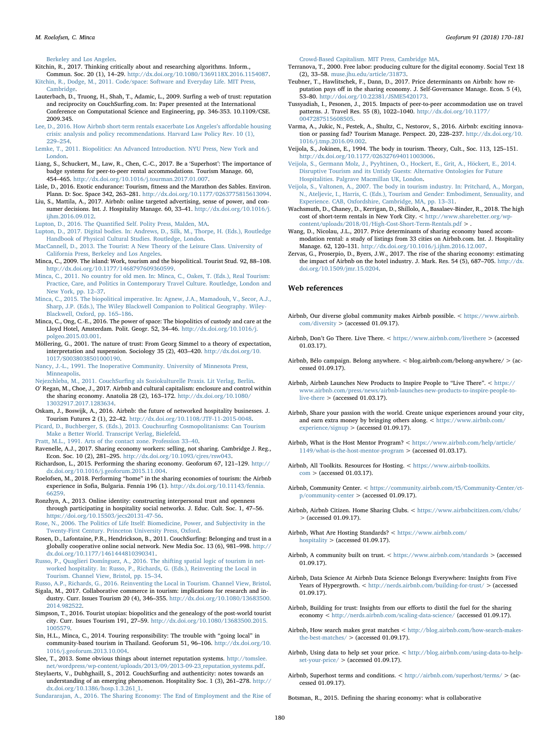Berkeley and Los Angeles.

Kitchin, R., 2017. Thinking critically about and researching algorithms. Inform., Commun. Soc. 20 (1), 14–29. http://dx.doi.org/10.1080/1369118X.2016.1154087.

Kitchin, R., Dodge, M., 2011. Code/space: Software and Everyday Life. MIT Press, Cambridge.

Lauterbach, D., Truong, H., Shah, T., Adamic, L., 2009. Surfing a web of trust: reputation and reciprocity on CouchSurfing.com. In: Paper presented at the International Conference on Computational Science and Engineering, pp. 346-353. 10.1109/CSE.2009.345.

Lee, D., 2016. How Airbnb short-term rentals exacerbate Los Angeles's affordable housing crisis: analysis and policy recommendations. Harvard Law Policy Rev. 10 (1), 229–254.

Lemke, T., 2011. Biopolitics: An Advanced Introduction. NYU Press, New York and London.

Liang, S., Schuckert, M., Law, R., Chen, C.-C., 2017. Be a 'Superhost': The importance of badge systems for peer-to-peer rental accommodations. Tourism Manage. 60, 454–465. http://dx.doi.org/10.1016/j.tourman.2017.01.007.

Lisle, D., 2016. Exotic endurance: Tourism, fitness and the Marathon des Sables. Environ. Plann. D: Soc. Space 342, 263–281. http://dx.doi.org/10.1177/0263775815613094.

Liu, S., Mattila, A., 2017. Airbnb: online targeted advertising, sense of power, and consumer decisions. Int. J. Hospitality Manage. 60, 33–41. http://dx.doi.org/10.1016/j.ijhm.2016.09.012.

Lupton, D., 2016. The Quantified Self. Polity Press, Malden, MA.

Lupton, D., 2017. Digital bodies. In: Andrews, D., Silk, M., Thorpe, H. (Eds.), Routledge Handbook of Physical Cultural Studies. Routledge, London.

MacCannell, D., 2013. The Tourist: A New Theory of the Leisure Class. University of California Press, Berkeley and Los Angeles.

Minca, C., 2009. The island: Work, tourism and the biopolitical. Tourist Stud. 92, 88–108. http://dx.doi.org/10.1177/1468797609360599.

Minca, C., 2011. No country for old men. In: Minca, C., Oakes, T. (Eds.), Real Tourism: Practice, Care, and Politics in Contemporary Travel Culture. Routledge, London and New York, pp. 12–37.

Minca, C., 2015. The biopolitical imperative. In: Agnew, J.A., Mamadouh, V., Secor, A.J., Sharp, J.P. (Eds.), The Wiley Blackwell Companion to Political Geography. Wiley-Blackwell, Oxford, pp. 165–186.

Minca, C., Ong, C.-E., 2016. The power of space: The biopolitics of custody and care at the Lloyd Hotel, Amsterdam. Polit. Geogr. 52, 34–46. http://dx.doi.org/10.1016/j.polgeo.2015.03.001.

Möllering, G., 2001. The nature of trust: From Georg Simmel to a theory of expectation, interpretation and suspension. Sociology 35 (2), 403–420. http://dx.doi.org/10.1017/S0038038501000190.

Nancy, J.-L., 1991. The Inoperative Community. University of Minnesota Press, Minneapolis.

Nejezchleba, M., 2011. CouchSurfing als Soziokulturelle Praxis. Lit Verlag, Berlin.

O' Regan, M., Choe, J., 2017. Airbnb and cultural capitalism: enclosure and control within the sharing economy. Anatolia 28 (2), 163–172. http://dx.doi.org/10.1080/13032917.2017.1283634.

Oskam, J., Boswijk, A., 2016. Airbnb: the future of networked hospitality businesses. J. Tourism Futures 2 (1), 22–42. http://dx.doi.org/10.1108/JTF-11-2015-0048.

Picard, D., Buchberger, S. (Eds.), 2013. Couchsurfing Cosmopolitanisms: Can Tourism Make a Better World. Transcript Verlag, Bielefeld.

Pratt, M.L., 1991. Arts of the contact zone. Profession 33–40.

Ravenelle, A.J., 2017. Sharing economy workers: selling, not sharing. Cambridge J. Reg., Econ. Soc. 10 (2), 281–295. http://dx.doi.org/10.1093/cjres/rsw043.

Richardson, L., 2015. Performing the sharing economy. Geoforum 67, 121–129. http://dx.doi.org/10.1016/j.geoforum.2015.11.004.

Roelofsen, M., 2018. Performing "home" in the sharing economies of tourism: the Airbnb experience in Sofia, Bulgaria. Fennia 196 (1). http://dx.doi.org/10.11143/fennia.66259.

Ronzhyn, A., 2013. Online identity: constructing interpersonal trust and openness through participating in hospitality social networks. J. Educ. Cult. Soc. 1, 47–56. https://doi.org/10.15503/jecs20131-47-56.

Rose, N., 2006. The Politics of Life Itself: Biomedicine, Power, and Subjectivity in the Twenty-First Century. Princeton University Press, Oxford.

Rosen, D., Lafontaine, P.R., Hendrickson, B., 2011. CouchSurfing: Belonging and trust in a globally cooperative online social network. New Media Soc. 13 (6), 981–998. http://dx.doi.org/10.1177/1461444810390341.

Russo, P., Quaglieri Domínguez, A., 2016. The shifting spatial logic of tourism in networked hospitality. In: Russo, P., Richards, G. (Eds.), Reinventing the Local in Tourism. Channel View, Bristol, pp. 15–34.

Russo, A.P., Richards, G., 2016. Reinventing the Local in Tourism. Channel View, Bristol.

Sigala, M., 2017. Collaborative commerce in tourism: implications for research and industry. Curr. Issues Tourism 20 (4), 346–355. http://dx.doi.org/10.1080/13683500.2014.982522.

Simpson, T., 2016. Tourist utopias: biopolitics and the genealogy of the post-world tourist city. Curr. Issues Tourism 191, 27–59. http://dx.doi.org/10.1080/13683500.2015.1005579.

Sin, H.L., Minca, C., 2014. Touring responsibility: The trouble with "going local" in community-based tourism in Thailand. Geoforum 51, 96–106. http://dx.doi.org/10.1016/j.geoforum.2013.10.004.

Slee, T., 2013. Some obvious things about internet reputation systems. http://tomslee.net/wordpress/wp-content/uploads/2013/09/2013-09-23_reputation_systems.pdf.

Steylaerts, V., Dubhghaill, S., 2012. CouchSurfing and authenticity: notes towards an understanding of an emerging phenomenon. Hospitality Soc. 1 (3), 261–278. http://dx.doi.org/10.1386/hosp.1.3.261_1.

Sundararajan, A., 2016. The Sharing Economy: The End of Employment and the Rise of Crowd-Based Capitalism. MIT Press, Cambridge MA.

Terranova, T., 2000. Free labor: producing culture for the digital economy. Social Text 18 (2), 33–58. muse.jhu.edu/article/31873.

Teubner, T., Hawlitschek, F., Dann, D., 2017. Price determinants on Airbnb: how reputation pays off in the sharing economy. J. Self-Governance Manage. Econ. 5 (4), 53–80. http://doi.org/10.22381/JSME5420173.

Tussyadiah, I., Pesonen, J., 2015. Impacts of peer-to-peer accommodation use on travel patterns. J. Travel Res. 55 (8), 1022–1040. http://dx.doi.org/10.1177/0047287515608505.

Varma, A., Jukic, N., Pestek, A., Shultz, C., Nestorov, S., 2016. Airbnb: exciting innovation or passing fad? Tourism Manage. Perspect. 20, 228–237. http://dx.doi.org/10.1016/j.tmp.2016.09.002.

Veijola, S., Jokinen, E., 1994. The body in tourism. Theory, Cult., Soc. 113, 125–151. http://dx.doi.org/10.1177/026327694011003006.

Veijola, S., Germann Molz, J., Pyyhtinen, O., Hockert, E., Grit, A., Höckert, E., 2014. Disruptive Tourism and its Untidy Guests: Alternative Ontologies for Future Hospitalities. Palgrave Macmillan UK, London.

Veijola, S., Valtonen, A., 2007. The body in tourism industry. In: Pritchard, A., Morgan, N., Ateljevic, I., Harris, C. (Eds.), Tourism and Gender: Embodiment, Sensuality, and Experience. CAB, Oxfordshire, Cambridge, MA, pp. 13–31.

Wachsmuth, D., Chaney, D., Kerrigan, D., Shillolo, A., Basalaev-Binder, R., 2018. The high cost of short-term rentals in New York City. < http://www.sharebetter.org/wp-content/uploads/2018/01/High-Cost-Short-Term-Rentals.pdf > .

Wang, D., Nicolau, J.L., 2017. Price determinants of sharing economy based accommodation rental: a study of listings from 33 cities on Airbnb.com. Int. J. Hospitality Manage. 62, 120–131. http://dx.doi.org/10.1016/j.ijhm.2016.12.007.

Zervas, G., Proserpio, D., Byers, J.W., 2017. The rise of the sharing economy: estimating the impact of Airbnb on the hotel industry. J. Mark. Res. 54 (5), 687–705. http://dx.doi.org/10.1509/jmr.15.0204.

## Web references

Airbnb, Our diverse global community makes Airbnb possible. < https://www.airbnb.com/diversity > (accessed 01.09.17).

Airbnb, Don't Go There. Live There. < https://www.airbnb.com/livethere > (accessed 01.03.17).

Airbnb, Bélo campaign. Belong anywhere. < blog.airbnb.com/belong-anywhere/ > (accessed 01.09.17).

Airbnb, Airbnb Launches New Products to Inspire People to "Live There". < https://www.airbnb.com/press/news/airbnb-launches-new-products-to-inspire-people-to-live-there > (accessed 01.03.17).

Airbnb, Share your passion with the world. Create unique experiences around your city, and earn extra money by bringing others along. < https://www.airbnb.com/experience/signup > (accessed 01.09.17).

Airbnb, What is the Host Mentor Program? < https://www.airbnb.com/help/article/1149/what-is-the-host-mentor-program > (accessed 01.03.17).

Airbnb, All Toolkits. Resources for Hosting. < https://www.airbnb-toolkits.com > (accessed 01.03.17).

Airbnb, Community Center. < https://community.airbnb.com/t5/Community-Center/ct-p/community-center > (accessed 01.09.17).

Airbnb, Airbnb Citizen. Home Sharing Clubs. < https://www.airbnbcitizen.com/clubs/ > (accessed 01.09.17).

Airbnb, What Are Hosting Standards? < https://www.airbnb.com/hospitality > (accessed 01.09.17).

Airbnb, A community built on trust. < https://www.airbnb.com/standards > (accessed 01.09.17).

Airbnb, Data Science At Airbnb Data Science Belongs Everywhere: Insights from Five Years of Hypergrowth. < http://nerds.airbnb.com/building-for-trust/ > (accessed 01.09.17).

Airbnb, Building for trust: Insights from our efforts to distil the fuel for the sharing economy < http://nerds.airbnb.com/scaling-data-science/ (accessed 01.09.17).

Airbnb, How search makes great matches < http://blog.airbnb.com/how-search-makes-the-best-matches/ > (accessed 01.09.17).

Airbnb, Using data to help set your price. < http://blog.airbnb.com/using-data-to-help-set-your-price/ > (accessed 01.09.17).

Airbnb, Superhost terms and conditions. < http://airbnb.com/superhost/terms/ > (accessed 01.09.17).

Botsman, R., 2015. Defining the sharing economy: what is collaborative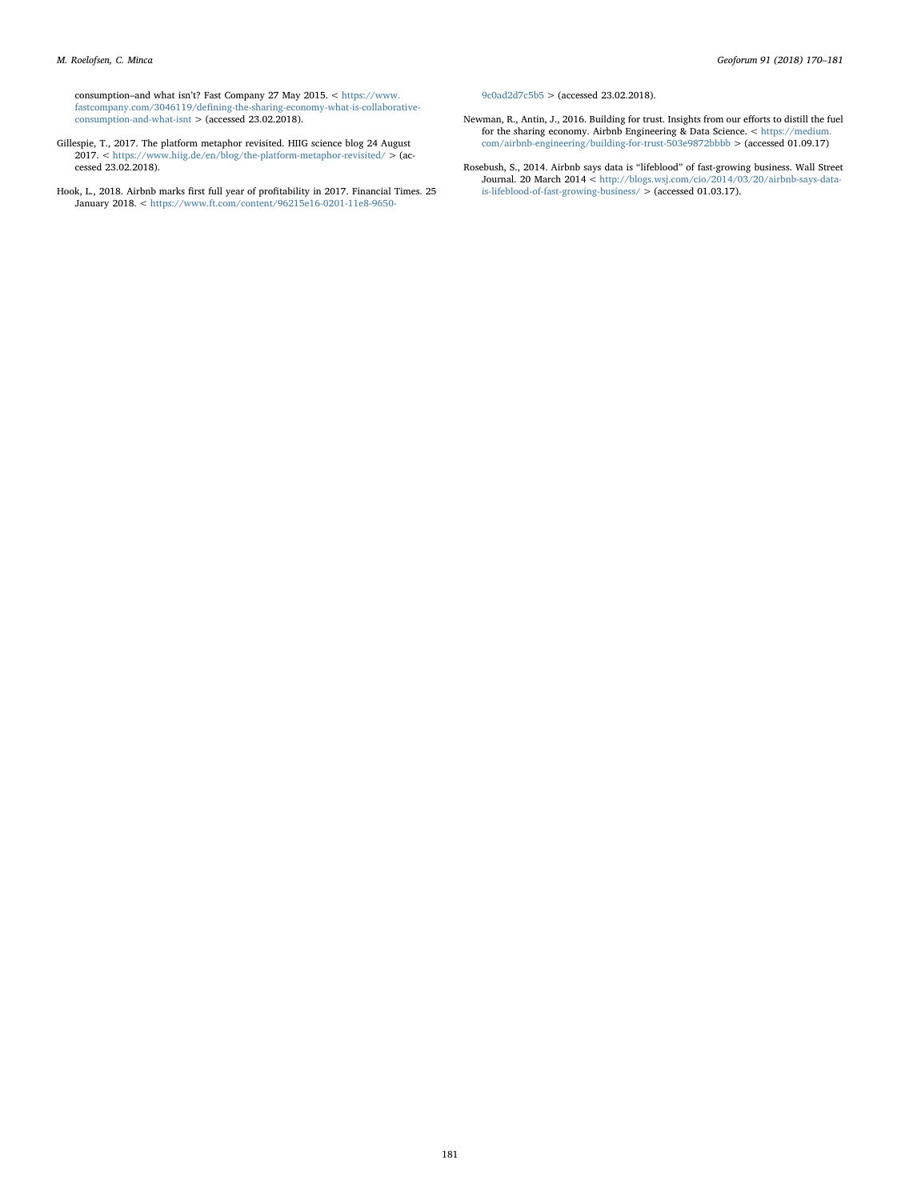consumption–and what isn't? Fast Company 27 May 2015. < https://www.fastcompany.com/3046119/defining-the-sharing-economy-what-is-collaborative-consumption-and-what-isnt > (accessed 23.02.2018).

Gillespie, T., 2017. The platform metaphor revisited. HIIG science blog 24 August 2017. < https://www.hiig.de/en/blog/the-platform-metaphor-revisited/ > (accessed 23.02.2018).

Hook, L., 2018. Airbnb marks first full year of profitability in 2017. Financial Times. 25 January 2018. < https://www.ft.com/content/96215e16-0201-11e8-9650-9c0ad2d7c5b5 > (accessed 23.02.2018).

Newman, R., Antin, J., 2016. Building for trust. Insights from our efforts to distill the fuel for the sharing economy. Airbnb Engineering & Data Science. < https://medium.com/airbnb-engineering/building-for-trust-503e9872bbbb > (accessed 01.09.17)

Rosebush, S., 2014. Airbnb says data is "lifeblood" of fast-growing business. Wall Street Journal. 20 March 2014 < http://blogs.wsj.com/cio/2014/03/20/airbnb-says-data-is-lifeblood-of-fast-growing-business/ > (accessed 01.03.17).